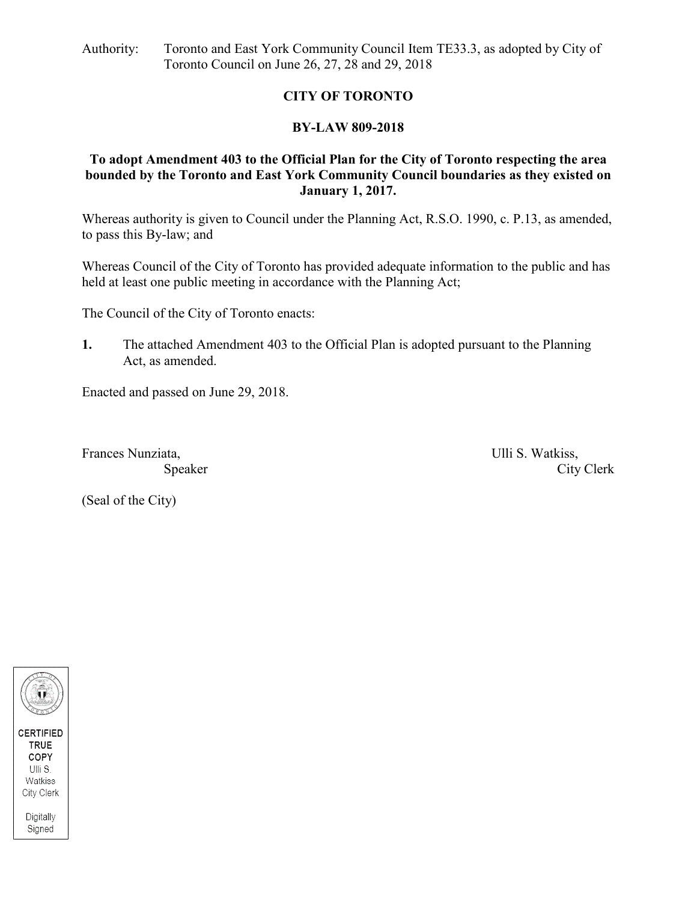Authority: Toronto and East York Community Council Item TE33.3, as adopted by City of Toronto Council on June 26, 27, 28 and 29, 2018

# CITY OF TORONTO

## BY-LAW 809-2018

### To adopt Amendment 403 to the Official Plan for the City of Toronto respecting the area bounded by the Toronto and East York Community Council boundaries as they existed on January 1, 2017.

Whereas authority is given to Council under the Planning Act, R.S.O. 1990, c. P.13, as amended, to pass this By-law; and

Whereas Council of the City of Toronto has provided adequate information to the public and has held at least one public meeting in accordance with the Planning Act;

The Council of the City of Toronto enacts:

**1.** The attached Amendment 403 to the Official Plan is adopted pursuant to the Planning Act, as amended.

Enacted and passed on June 29, 2018.

Frances Nunziata,
Speaker

Ulli S. Watkiss,
City Clerk

(Seal of the City)

CERTIFIED TRUE COPY
Ulli S. Watkiss
City Clerk

Digitally Signed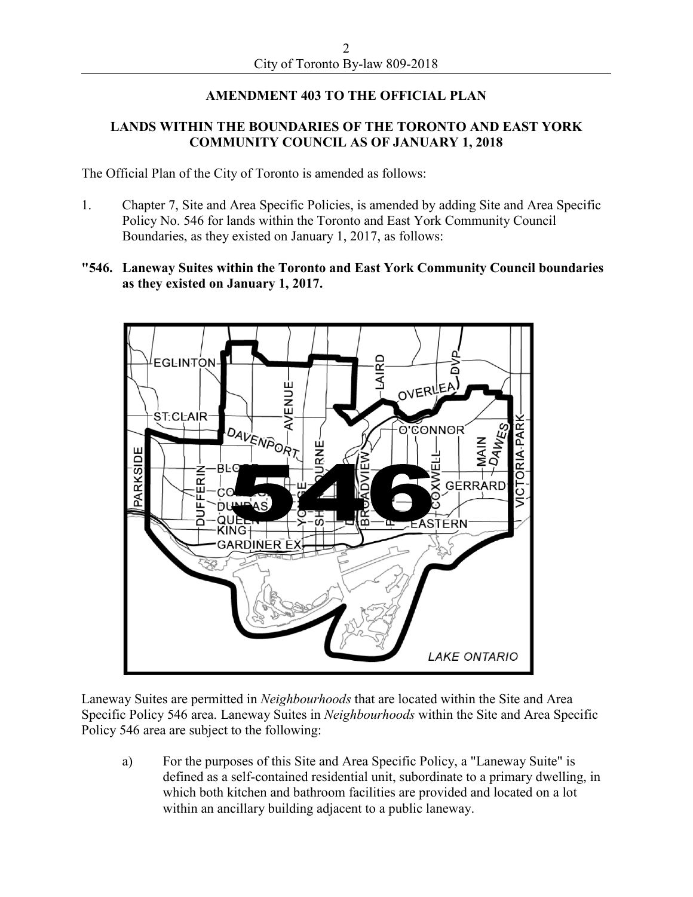## AMENDMENT 403 TO THE OFFICIAL PLAN

## LANDS WITHIN THE BOUNDARIES OF THE TORONTO AND EAST YORK COMMUNITY COUNCIL AS OF JANUARY 1, 2018

The Official Plan of the City of Toronto is amended as follows:

1. Chapter 7, Site and Area Specific Policies, is amended by adding Site and Area Specific Policy No. 546 for lands within the Toronto and East York Community Council Boundaries, as they existed on January 1, 2017, as follows:

**"546. Laneway Suites within the Toronto and East York Community Council boundaries as they existed on January 1, 2017.**

Laneway Suites are permitted in *Neighbourhoods* that are located within the Site and Area Specific Policy 546 area. Laneway Suites in *Neighbourhoods* within the Site and Area Specific Policy 546 area are subject to the following:

a) For the purposes of this Site and Area Specific Policy, a "Laneway Suite" is defined as a self-contained residential unit, subordinate to a primary dwelling, in which both kitchen and bathroom facilities are provided and located on a lot within an ancillary building adjacent to a public laneway.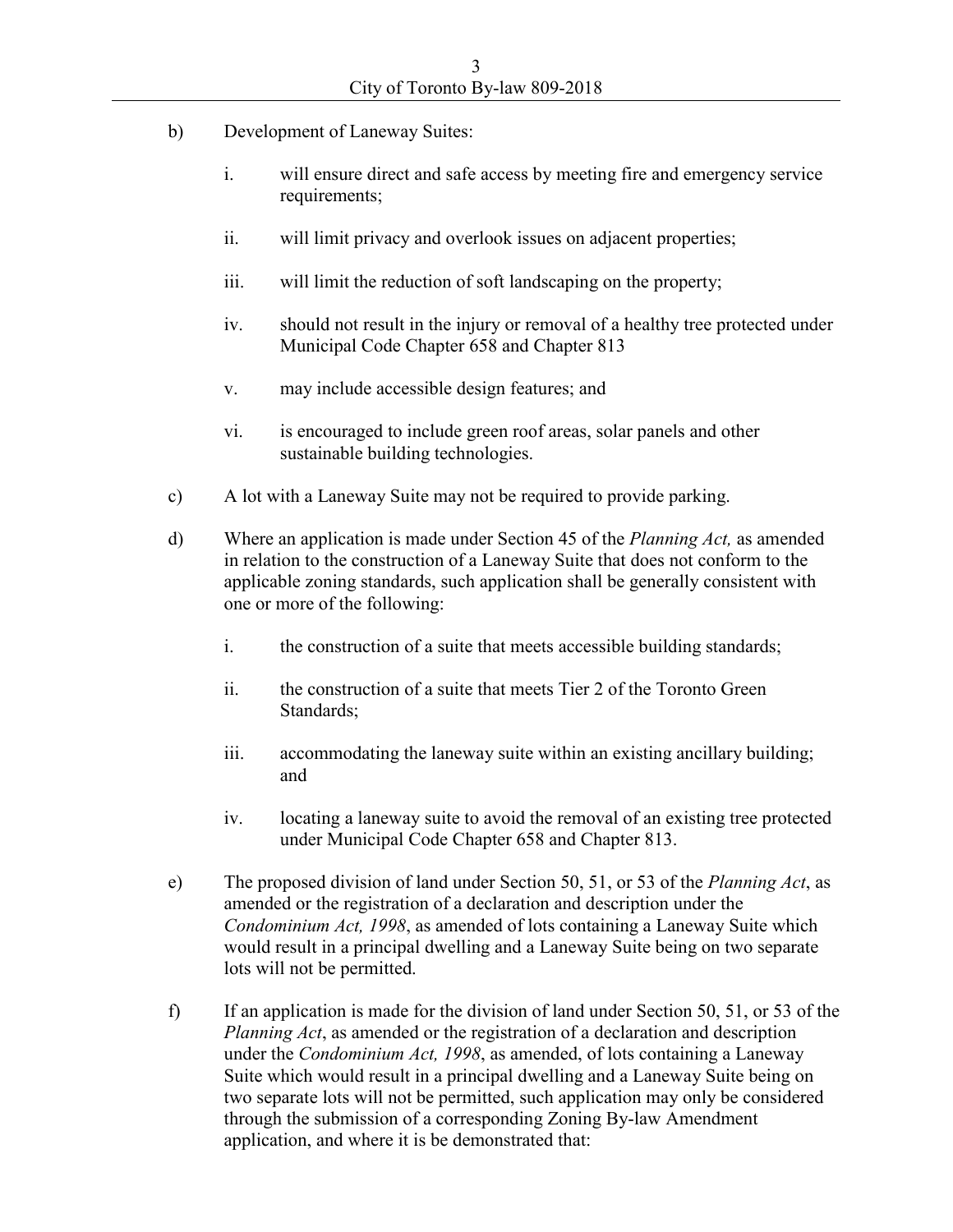b) Development of Laneway Suites:

   i. will ensure direct and safe access by meeting fire and emergency service requirements;

   ii. will limit privacy and overlook issues on adjacent properties;

   iii. will limit the reduction of soft landscaping on the property;

   iv. should not result in the injury or removal of a healthy tree protected under Municipal Code Chapter 658 and Chapter 813

   v. may include accessible design features; and

   vi. is encouraged to include green roof areas, solar panels and other sustainable building technologies.

c) A lot with a Laneway Suite may not be required to provide parking.

d) Where an application is made under Section 45 of the *Planning Act,* as amended in relation to the construction of a Laneway Suite that does not conform to the applicable zoning standards, such application shall be generally consistent with one or more of the following:

   i. the construction of a suite that meets accessible building standards;

   ii. the construction of a suite that meets Tier 2 of the Toronto Green Standards;

   iii. accommodating the laneway suite within an existing ancillary building; and

   iv. locating a laneway suite to avoid the removal of an existing tree protected under Municipal Code Chapter 658 and Chapter 813.

e) The proposed division of land under Section 50, 51, or 53 of the *Planning Act*, as amended or the registration of a declaration and description under the *Condominium Act, 1998*, as amended of lots containing a Laneway Suite which would result in a principal dwelling and a Laneway Suite being on two separate lots will not be permitted.

f) If an application is made for the division of land under Section 50, 51, or 53 of the *Planning Act*, as amended or the registration of a declaration and description under the *Condominium Act, 1998*, as amended, of lots containing a Laneway Suite which would result in a principal dwelling and a Laneway Suite being on two separate lots will not be permitted, such application may only be considered through the submission of a corresponding Zoning By-law Amendment application, and where it is be demonstrated that: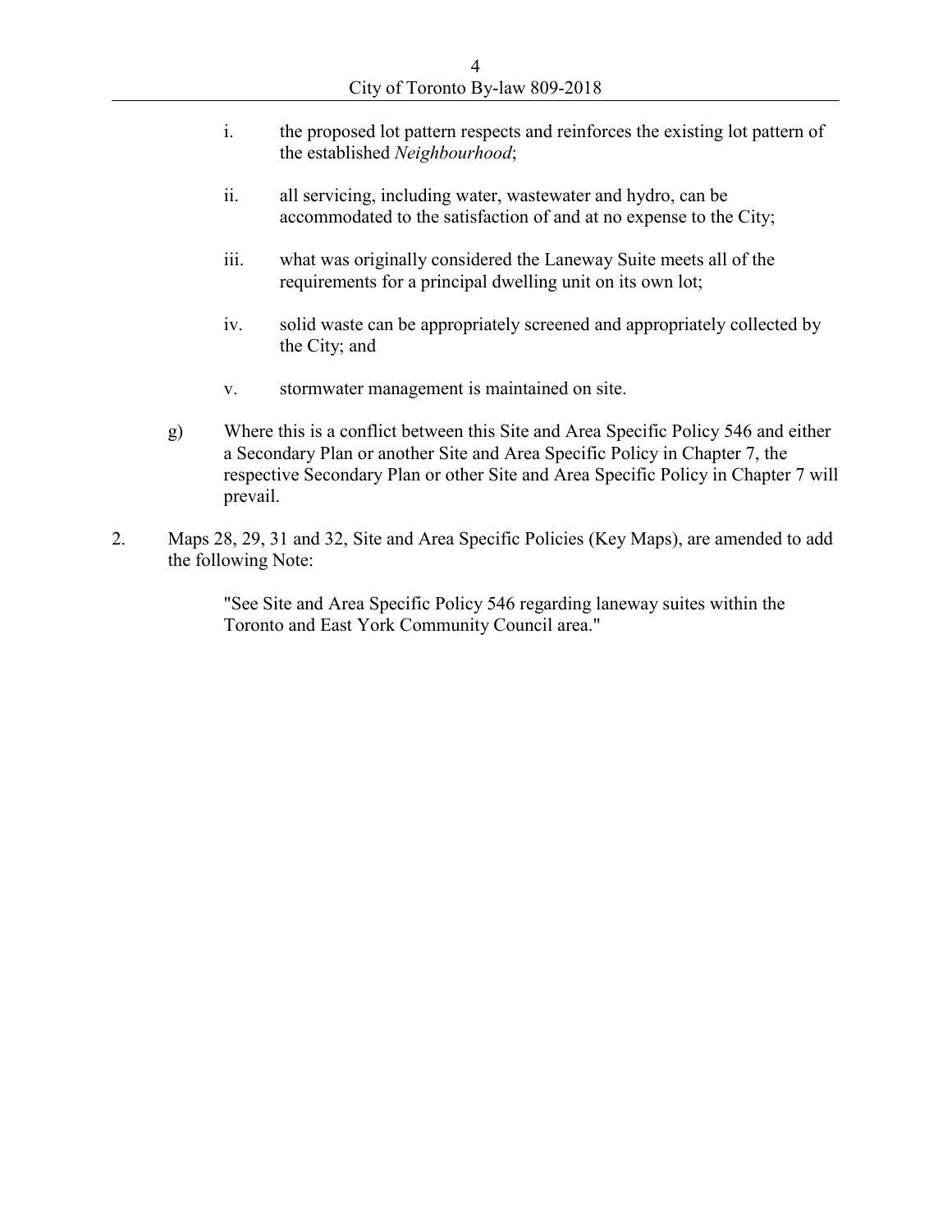i. the proposed lot pattern respects and reinforces the existing lot pattern of the established *Neighbourhood*;

ii. all servicing, including water, wastewater and hydro, can be accommodated to the satisfaction of and at no expense to the City;

iii. what was originally considered the Laneway Suite meets all of the requirements for a principal dwelling unit on its own lot;

iv. solid waste can be appropriately screened and appropriately collected by the City; and

v. stormwater management is maintained on site.

g) Where this is a conflict between this Site and Area Specific Policy 546 and either a Secondary Plan or another Site and Area Specific Policy in Chapter 7, the respective Secondary Plan or other Site and Area Specific Policy in Chapter 7 will prevail.

2. Maps 28, 29, 31 and 32, Site and Area Specific Policies (Key Maps), are amended to add the following Note:

> "See Site and Area Specific Policy 546 regarding laneway suites within the Toronto and East York Community Council area."